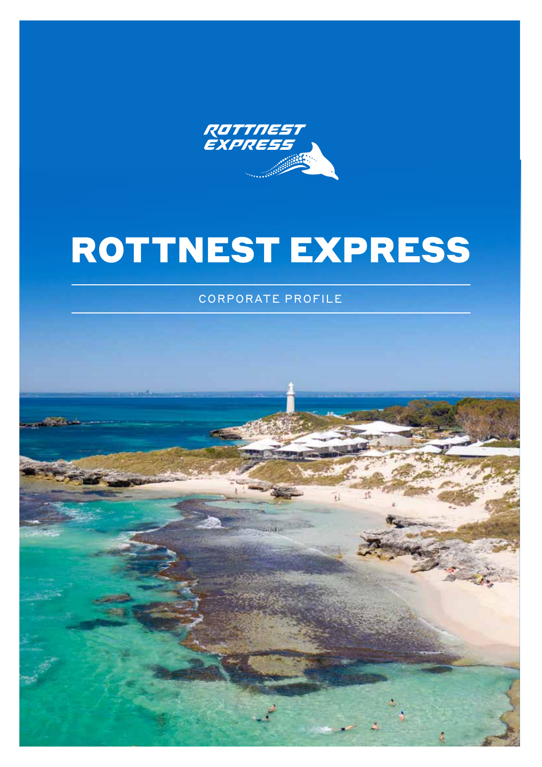# ROTTNEST EXPRESS

CORPORATE PROFILE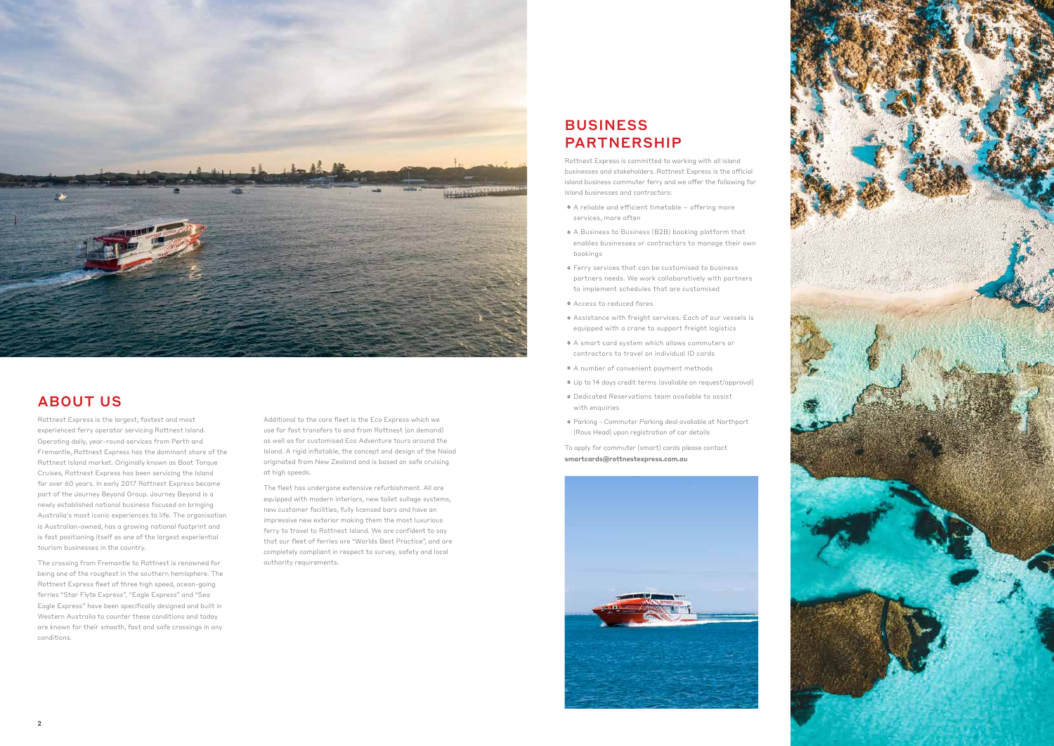## ABOUT US

Rottnest Express is the largest, fastest and most experienced ferry operator servicing Rottnest Island. Operating daily, year-round services from Perth and Fremantle, Rottnest Express has the dominant share of the Rottnest Island market. Originally known as Boat Torque Cruises, Rottnest Express has been servicing the Island for over 60 years. In early 2017 Rottnest Express became part of the Journey Beyond Group. Journey Beyond is a newly established national business focused on bringing Australia's most iconic experiences to life. The organisation is Australian-owned, has a growing national footprint and is fast positioning itself as one of the largest experiential tourism businesses in the country.

The crossing from Fremantle to Rottnest is renowned for being one of the roughest in the southern hemisphere. The Rottnest Express fleet of three high speed, ocean-going ferries "Star Flyte Express", "Eagle Express" and "Sea Eagle Express" have been specifically designed and built in Western Australia to counter these conditions and today are known for their smooth, fast and safe crossings in any conditions.

Additional to the core fleet is the Eco Express which we use for fast transfers to and from Rottnest (on demand) as well as for customised Eco Adventure tours around the Island. A rigid inflatable, the concept and design of the Naiad originated from New Zealand and is based on safe cruising at high speeds.

The fleet has undergone extensive refurbishment. All are equipped with modern interiors, new toilet sullage systems, new customer facilities, fully licensed bars and have an impressive new exterior making them the most luxurious ferry to travel to Rottnest Island. We are confident to say that our fleet of ferries are "Worlds Best Practice", and are completely compliant in respect to survey, safety and local authority requirements.

## BUSINESS PARTNERSHIP

Rottnest Express is committed to working with all island businesses and stakeholders. Rottnest Express is the official island business commuter ferry and we offer the following for Island businesses and contractors:

- A reliable and efficient timetable – offering more services, more often
- A Business to Business (B2B) booking platform that enables businesses or contractors to manage their own bookings
- Ferry services that can be customised to business partners needs. We work collaboratively with partners to implement schedules that are customised
- Access to reduced fares
- Assistance with freight services. Each of our vessels is equipped with a crane to support freight logistics
- A smart card system which allows commuters or contractors to travel on individual ID cards
- A number of convenient payment methods
- Up to 14 days credit terms (avaliable on request/approval)
- Dedicated Reservations team available to assist with enquiries
- Parking - Commuter Parking deal avaliable at Northport (Rous Head) upon registration of car details

To apply for commuter (smart) cards please contact **smartcards@rottnestexpress.com.au**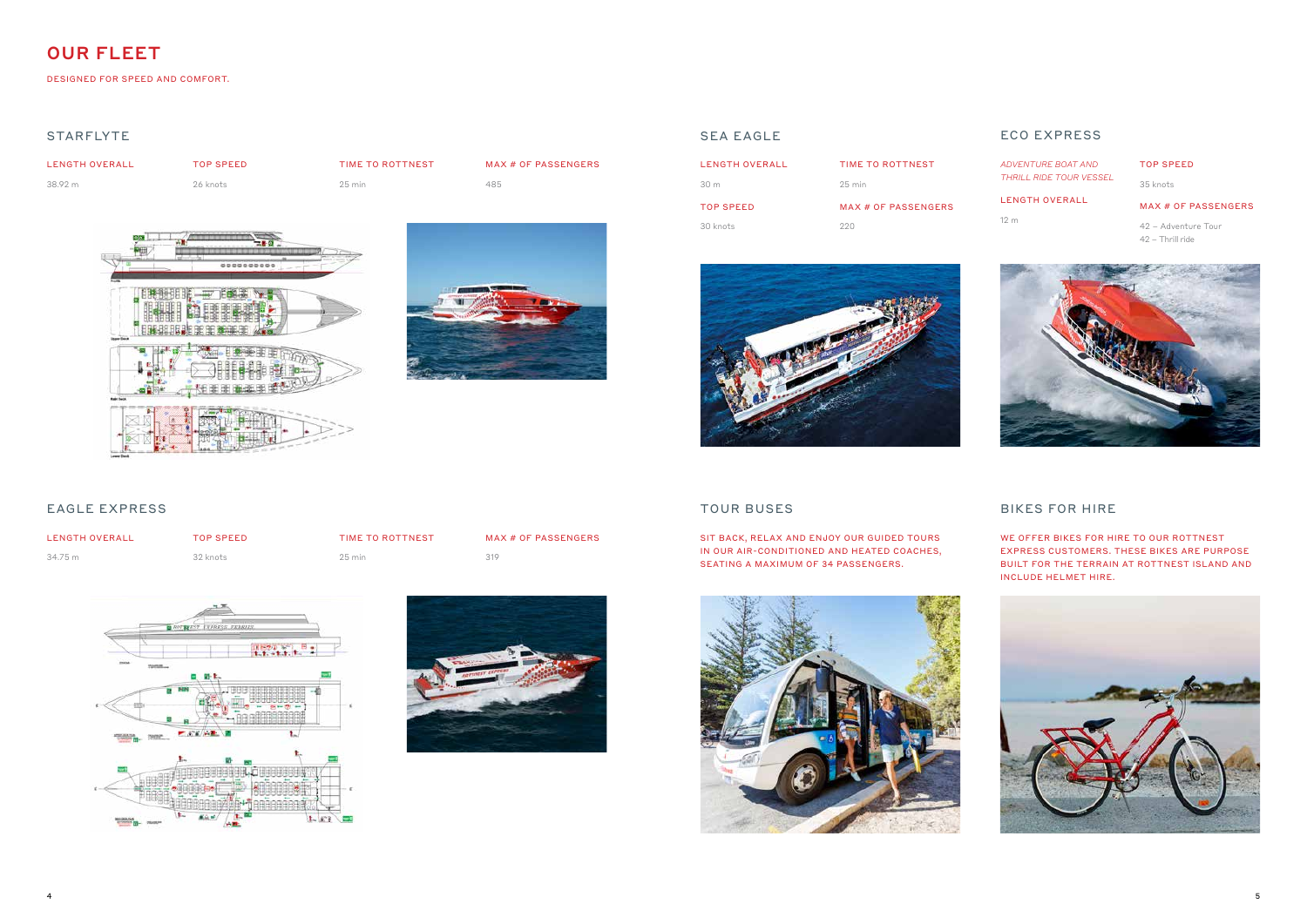# OUR FLEET

DESIGNED FOR SPEED AND COMFORT.

## STARFLYTE

| LENGTH OVERALL | TOP SPEED | TIME TO ROTTNEST | MAX # OF PASSENGERS |
|---|---|---|---|
| 38.92 m | 26 knots | 25 min | 485 |

## EAGLE EXPRESS

| LENGTH OVERALL | TOP SPEED | TIME TO ROTTNEST | MAX # OF PASSENGERS |
|---|---|---|---|
| 34.75 m | 32 knots | 25 min | 319 |

## SEA EAGLE

| LENGTH OVERALL | TIME TO ROTTNEST |
|---|---|
| 30 m | 25 min |

| TOP SPEED | MAX # OF PASSENGERS |
|---|---|
| 30 knots | 220 |

## ECO EXPRESS

*ADVENTURE BOAT AND THRILL RIDE TOUR VESSEL*

LENGTH OVERALL

12 m

TOP SPEED

35 knots

MAX # OF PASSENGERS

42 – Adventure Tour
42 – Thrill ride

## TOUR BUSES

SIT BACK, RELAX AND ENJOY OUR GUIDED TOURS IN OUR AIR-CONDITIONED AND HEATED COACHES, SEATING A MAXIMUM OF 34 PASSENGERS.

## BIKES FOR HIRE

WE OFFER BIKES FOR HIRE TO OUR ROTTNEST EXPRESS CUSTOMERS. THESE BIKES ARE PURPOSE BUILT FOR THE TERRAIN AT ROTTNEST ISLAND AND INCLUDE HELMET HIRE.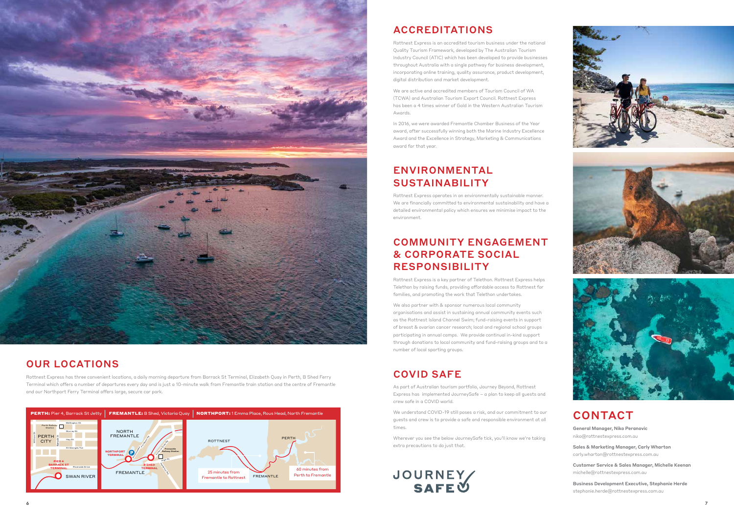## OUR LOCATIONS

Rottnest Express has three convenient locations, a daily morning departure from Barrack St Terminal, Elizabeth Quay in Perth, B Shed Ferry Terminal which offers a number of departures every day and is just a 10-minute walk from Fremantle train station and the centre of Fremantle and our Northport Ferry Terminal offers large, secure car park.

**PERTH:** Pier 4, Barrack St Jetty | **FREMANTLE:** B Shed, Victoria Quay | **NORTHPORT:** 1 Emma Place, Rous Head, North Fremantle

25 minutes from Fremantle to Rottnest

60 minutes from Perth to Fremantle

## ACCREDITATIONS

Rottnest Express is an accredited tourism business under the national Quality Tourism Framework, developed by The Australian Tourism Industry Council (ATIC) which has been developed to provide businesses throughout Australia with a single pathway for business development, incorporating online training, quality assurance, product development, digital distribution and market development.

We are active and accredited members of Tourism Council of WA (TCWA) and Australian Tourism Export Council. Rottnest Express has been a 4 times winner of Gold in the Western Australian Tourism Awards.

In 2016, we were awarded Fremantle Chamber Business of the Year award, after successfully winning both the Marine Industry Excellence Award and the Excellence in Strategy, Marketing & Communications award for that year.

## ENVIRONMENTAL SUSTAINABILITY

Rottnest Express operates in an environmentally sustainable manner. We are financially committed to environmental sustainability and have a detailed environmental policy which ensures we minimise impact to the environment.

## COMMUNITY ENGAGEMENT & CORPORATE SOCIAL RESPONSIBILITY

Rottnest Express is a key partner of Telethon. Rottnest Express helps Telethon by raising funds, providing affordable access to Rottnest for families, and promoting the work that Telethon undertakes.

We also partner with & sponsor numerous local community organisations and assist in sustaining annual community events such as the Rottnest Island Channel Swim; fund-raising events in support of breast & ovarian cancer research; local and regional school groups participating in annual camps. We provide continual in-kind support through donations to local community and fund-raising groups and to a number of local sporting groups.

## COVID SAFE

As part of Australian tourism portfolio, Journey Beyond, Rottnest Express has implemented JourneySafe – a plan to keep all guests and crew safe in a COVID world.

We understand COVID-19 still poses a risk, and our commitment to our guests and crew is to provide a safe and responsible environment at all times.

Wherever you see the below JourneySafe tick, you'll know we're taking extra precautions to do just that.

JOURNEY SAFE

## CONTACT

**General Manager, Niko Peranovic**
niko@rottnestexpress.com.au

**Sales & Marketing Manager, Carly Wharton**
carly.wharton@rottnestexpress.com.au

**Customer Service & Sales Manager, Michelle Keenan**
michelle@rottnestexpress.com.au

**Business Development Executive, Stephanie Herde**
stephanie.herde@rottnestexpress.com.au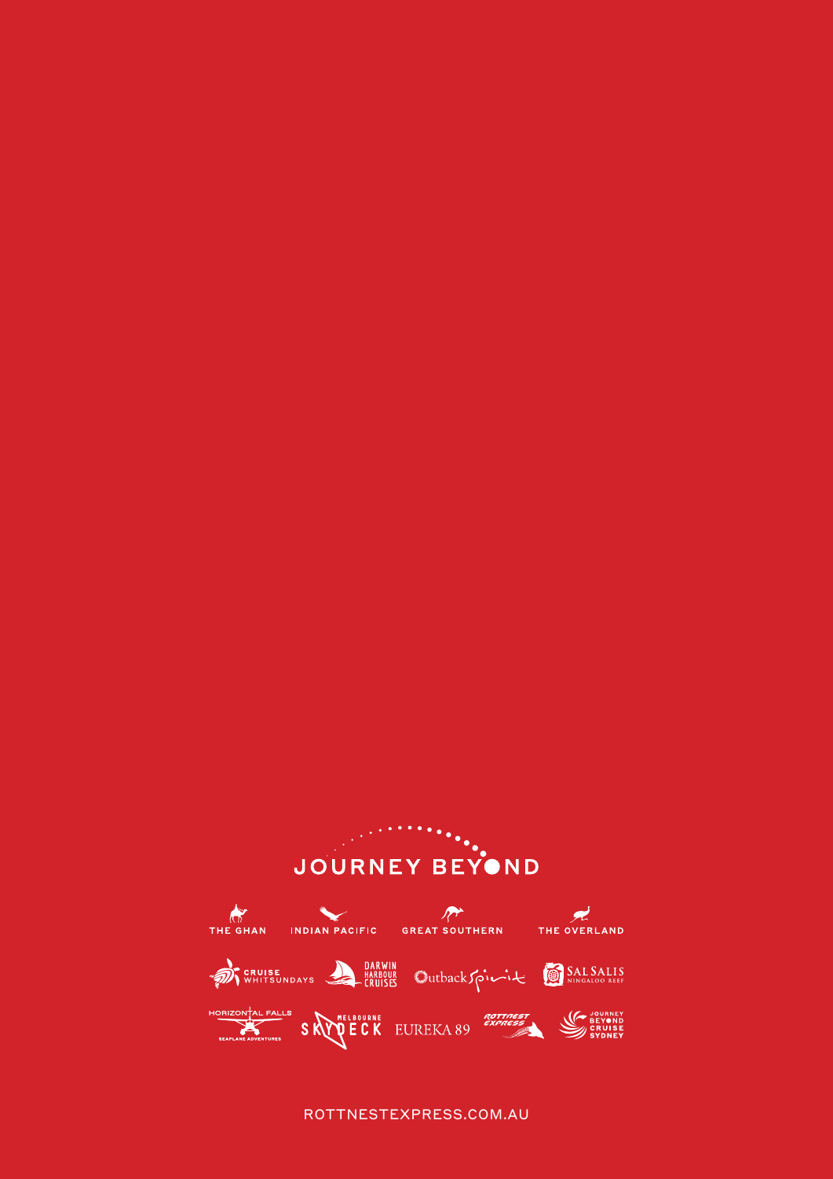JOURNEY BEYOND

THE GHAN

INDIAN PACIFIC

GREAT SOUTHERN

THE OVERLAND

CRUISE WHITSUNDAYS

DARWIN HARBOUR CRUISES

Outback Spirit

SAL SALIS NINGALOO REEF

HORIZONTAL FALLS SEAPLANE ADVENTURES

MELBOURNE SKYDECK

EUREKA 89

ROTTNEST EXPRESS

JOURNEY BEYOND CRUISE SYDNEY

ROTTNESTEXPRESS.COM.AU